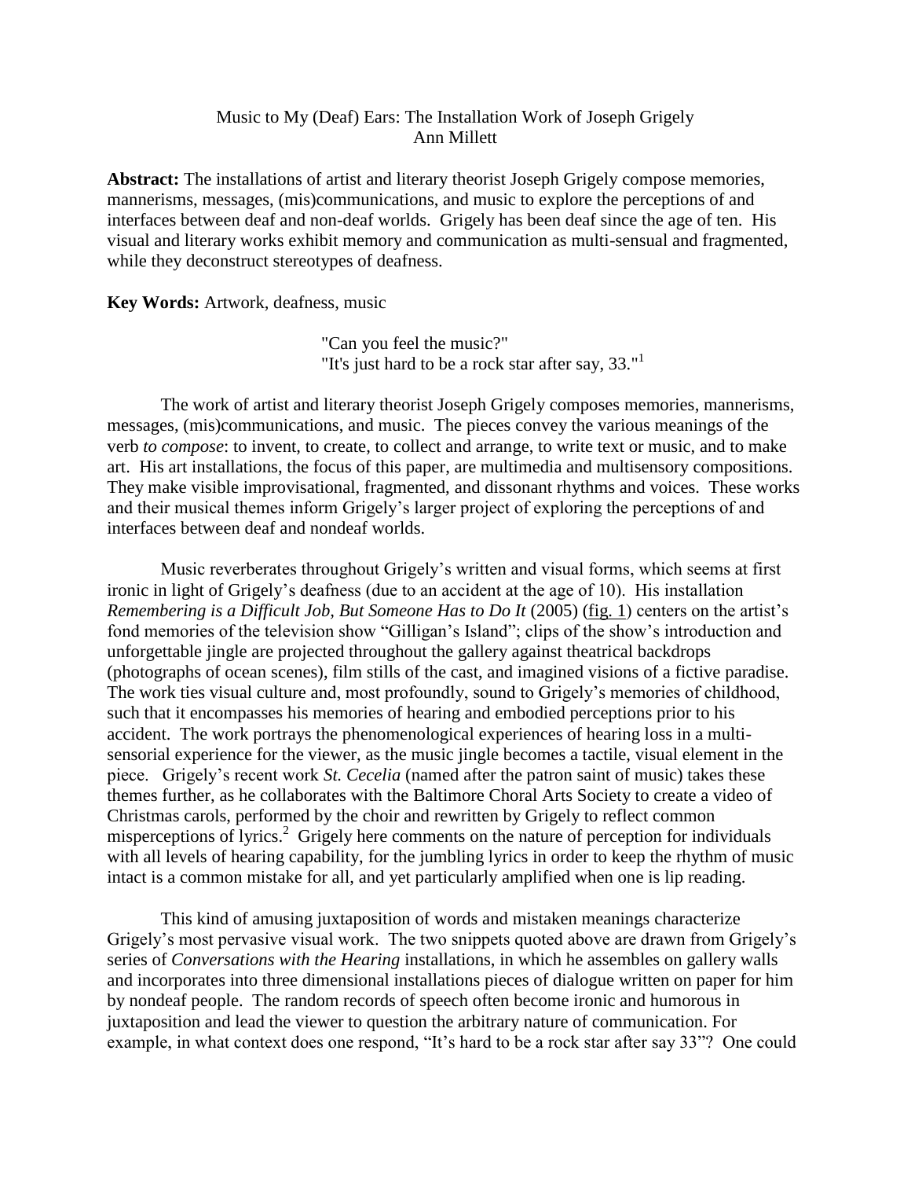# Music to My (Deaf) Ears: The Installation Work of Joseph Grigely

Ann Millett

**Abstract:** The installations of artist and literary theorist Joseph Grigely compose memories, mannerisms, messages, (mis)communications, and music to explore the perceptions of and interfaces between deaf and non-deaf worlds. Grigely has been deaf since the age of ten. His visual and literary works exhibit memory and communication as multi-sensual and fragmented, while they deconstruct stereotypes of deafness.

**Key Words:** Artwork, deafness, music

> "Can you feel the music?"
> "It's just hard to be a rock star after say, 33."[1]

The work of artist and literary theorist Joseph Grigely composes memories, mannerisms, messages, (mis)communications, and music. The pieces convey the various meanings of the verb *to compose*: to invent, to create, to collect and arrange, to write text or music, and to make art. His art installations, the focus of this paper, are multimedia and multisensory compositions. They make visible improvisational, fragmented, and dissonant rhythms and voices. These works and their musical themes inform Grigely's larger project of exploring the perceptions of and interfaces between deaf and nondeaf worlds.

Music reverberates throughout Grigely's written and visual forms, which seems at first ironic in light of Grigely's deafness (due to an accident at the age of 10). His installation *Remembering is a Difficult Job, But Someone Has to Do It* (2005) (fig. 1) centers on the artist's fond memories of the television show "Gilligan's Island"; clips of the show's introduction and unforgettable jingle are projected throughout the gallery against theatrical backdrops (photographs of ocean scenes), film stills of the cast, and imagined visions of a fictive paradise. The work ties visual culture and, most profoundly, sound to Grigely's memories of childhood, such that it encompasses his memories of hearing and embodied perceptions prior to his accident. The work portrays the phenomenological experiences of hearing loss in a multi-sensorial experience for the viewer, as the music jingle becomes a tactile, visual element in the piece. Grigely's recent work *St. Cecelia* (named after the patron saint of music) takes these themes further, as he collaborates with the Baltimore Choral Arts Society to create a video of Christmas carols, performed by the choir and rewritten by Grigely to reflect common misperceptions of lyrics.[2] Grigely here comments on the nature of perception for individuals with all levels of hearing capability, for the jumbling lyrics in order to keep the rhythm of music intact is a common mistake for all, and yet particularly amplified when one is lip reading.

This kind of amusing juxtaposition of words and mistaken meanings characterize Grigely's most pervasive visual work. The two snippets quoted above are drawn from Grigely's series of *Conversations with the Hearing* installations, in which he assembles on gallery walls and incorporates into three dimensional installations pieces of dialogue written on paper for him by nondeaf people. The random records of speech often become ironic and humorous in juxtaposition and lead the viewer to question the arbitrary nature of communication. For example, in what context does one respond, "It's hard to be a rock star after say 33"? One could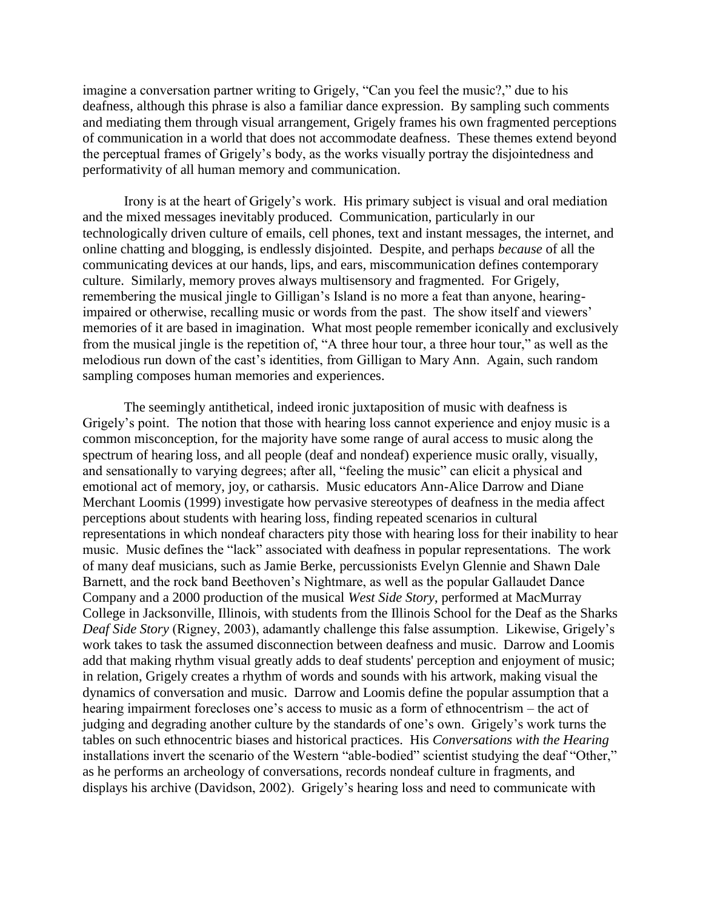imagine a conversation partner writing to Grigely, "Can you feel the music?," due to his deafness, although this phrase is also a familiar dance expression. By sampling such comments and mediating them through visual arrangement, Grigely frames his own fragmented perceptions of communication in a world that does not accommodate deafness. These themes extend beyond the perceptual frames of Grigely's body, as the works visually portray the disjointedness and performativity of all human memory and communication.

Irony is at the heart of Grigely's work. His primary subject is visual and oral mediation and the mixed messages inevitably produced. Communication, particularly in our technologically driven culture of emails, cell phones, text and instant messages, the internet, and online chatting and blogging, is endlessly disjointed. Despite, and perhaps *because* of all the communicating devices at our hands, lips, and ears, miscommunication defines contemporary culture. Similarly, memory proves always multisensory and fragmented. For Grigely, remembering the musical jingle to Gilligan's Island is no more a feat than anyone, hearing-impaired or otherwise, recalling music or words from the past. The show itself and viewers' memories of it are based in imagination. What most people remember iconically and exclusively from the musical jingle is the repetition of, "A three hour tour, a three hour tour," as well as the melodious run down of the cast's identities, from Gilligan to Mary Ann. Again, such random sampling composes human memories and experiences.

The seemingly antithetical, indeed ironic juxtaposition of music with deafness is Grigely's point. The notion that those with hearing loss cannot experience and enjoy music is a common misconception, for the majority have some range of aural access to music along the spectrum of hearing loss, and all people (deaf and nondeaf) experience music orally, visually, and sensationally to varying degrees; after all, "feeling the music" can elicit a physical and emotional act of memory, joy, or catharsis. Music educators Ann-Alice Darrow and Diane Merchant Loomis (1999) investigate how pervasive stereotypes of deafness in the media affect perceptions about students with hearing loss, finding repeated scenarios in cultural representations in which nondeaf characters pity those with hearing loss for their inability to hear music. Music defines the "lack" associated with deafness in popular representations. The work of many deaf musicians, such as Jamie Berke, percussionists Evelyn Glennie and Shawn Dale Barnett, and the rock band Beethoven's Nightmare, as well as the popular Gallaudet Dance Company and a 2000 production of the musical *West Side Story*, performed at MacMurray College in Jacksonville, Illinois, with students from the Illinois School for the Deaf as the Sharks *Deaf Side Story* (Rigney, 2003), adamantly challenge this false assumption. Likewise, Grigely's work takes to task the assumed disconnection between deafness and music. Darrow and Loomis add that making rhythm visual greatly adds to deaf students' perception and enjoyment of music; in relation, Grigely creates a rhythm of words and sounds with his artwork, making visual the dynamics of conversation and music. Darrow and Loomis define the popular assumption that a hearing impairment forecloses one's access to music as a form of ethnocentrism – the act of judging and degrading another culture by the standards of one's own. Grigely's work turns the tables on such ethnocentric biases and historical practices. His *Conversations with the Hearing* installations invert the scenario of the Western "able-bodied" scientist studying the deaf "Other," as he performs an archeology of conversations, records nondeaf culture in fragments, and displays his archive (Davidson, 2002). Grigely's hearing loss and need to communicate with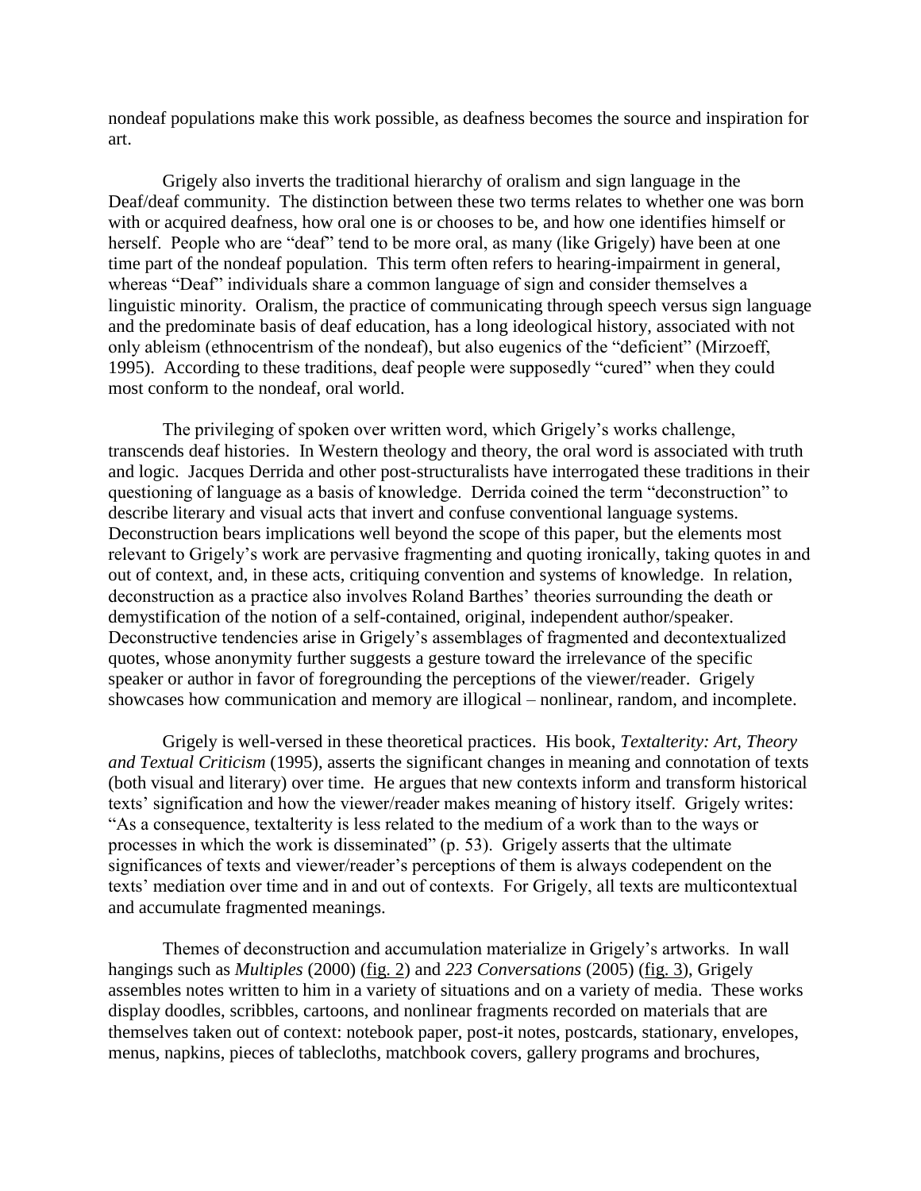nondeaf populations make this work possible, as deafness becomes the source and inspiration for art.

Grigely also inverts the traditional hierarchy of oralism and sign language in the Deaf/deaf community. The distinction between these two terms relates to whether one was born with or acquired deafness, how oral one is or chooses to be, and how one identifies himself or herself. People who are "deaf" tend to be more oral, as many (like Grigely) have been at one time part of the nondeaf population. This term often refers to hearing-impairment in general, whereas "Deaf" individuals share a common language of sign and consider themselves a linguistic minority. Oralism, the practice of communicating through speech versus sign language and the predominate basis of deaf education, has a long ideological history, associated with not only ableism (ethnocentrism of the nondeaf), but also eugenics of the "deficient" (Mirzoeff, 1995). According to these traditions, deaf people were supposedly "cured" when they could most conform to the nondeaf, oral world.

The privileging of spoken over written word, which Grigely's works challenge, transcends deaf histories. In Western theology and theory, the oral word is associated with truth and logic. Jacques Derrida and other post-structuralists have interrogated these traditions in their questioning of language as a basis of knowledge. Derrida coined the term "deconstruction" to describe literary and visual acts that invert and confuse conventional language systems. Deconstruction bears implications well beyond the scope of this paper, but the elements most relevant to Grigely's work are pervasive fragmenting and quoting ironically, taking quotes in and out of context, and, in these acts, critiquing convention and systems of knowledge. In relation, deconstruction as a practice also involves Roland Barthes' theories surrounding the death or demystification of the notion of a self-contained, original, independent author/speaker. Deconstructive tendencies arise in Grigely's assemblages of fragmented and decontextualized quotes, whose anonymity further suggests a gesture toward the irrelevance of the specific speaker or author in favor of foregrounding the perceptions of the viewer/reader. Grigely showcases how communication and memory are illogical – nonlinear, random, and incomplete.

Grigely is well-versed in these theoretical practices. His book, *Textalterity: Art, Theory and Textual Criticism* (1995), asserts the significant changes in meaning and connotation of texts (both visual and literary) over time. He argues that new contexts inform and transform historical texts' signification and how the viewer/reader makes meaning of history itself. Grigely writes: "As a consequence, textalterity is less related to the medium of a work than to the ways or processes in which the work is disseminated" (p. 53). Grigely asserts that the ultimate significances of texts and viewer/reader's perceptions of them is always codependent on the texts' mediation over time and in and out of contexts. For Grigely, all texts are multicontextual and accumulate fragmented meanings.

Themes of deconstruction and accumulation materialize in Grigely's artworks. In wall hangings such as *Multiples* (2000) (fig. 2) and *223 Conversations* (2005) (fig. 3), Grigely assembles notes written to him in a variety of situations and on a variety of media. These works display doodles, scribbles, cartoons, and nonlinear fragments recorded on materials that are themselves taken out of context: notebook paper, post-it notes, postcards, stationary, envelopes, menus, napkins, pieces of tablecloths, matchbook covers, gallery programs and brochures,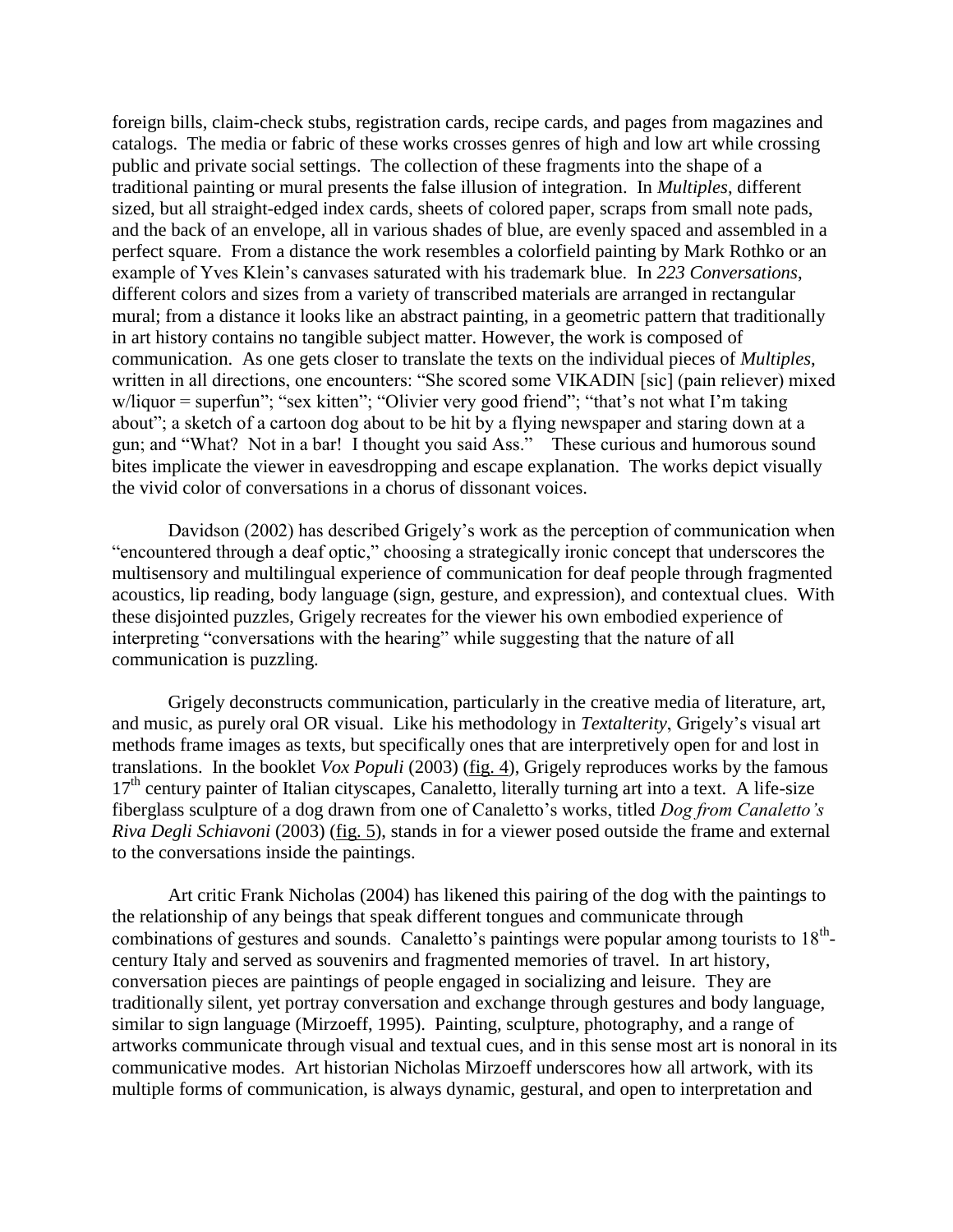foreign bills, claim-check stubs, registration cards, recipe cards, and pages from magazines and catalogs. The media or fabric of these works crosses genres of high and low art while crossing public and private social settings. The collection of these fragments into the shape of a traditional painting or mural presents the false illusion of integration. In *Multiples*, different sized, but all straight-edged index cards, sheets of colored paper, scraps from small note pads, and the back of an envelope, all in various shades of blue, are evenly spaced and assembled in a perfect square. From a distance the work resembles a colorfield painting by Mark Rothko or an example of Yves Klein's canvases saturated with his trademark blue. In *223 Conversations*, different colors and sizes from a variety of transcribed materials are arranged in rectangular mural; from a distance it looks like an abstract painting, in a geometric pattern that traditionally in art history contains no tangible subject matter. However, the work is composed of communication. As one gets closer to translate the texts on the individual pieces of *Multiples*, written in all directions, one encounters: "She scored some VIKADIN [sic] (pain reliever) mixed w/liquor = superfun"; "sex kitten"; "Olivier very good friend"; "that's not what I'm taking about"; a sketch of a cartoon dog about to be hit by a flying newspaper and staring down at a gun; and "What? Not in a bar! I thought you said Ass." These curious and humorous sound bites implicate the viewer in eavesdropping and escape explanation. The works depict visually the vivid color of conversations in a chorus of dissonant voices.

Davidson (2002) has described Grigely's work as the perception of communication when "encountered through a deaf optic," choosing a strategically ironic concept that underscores the multisensory and multilingual experience of communication for deaf people through fragmented acoustics, lip reading, body language (sign, gesture, and expression), and contextual clues. With these disjointed puzzles, Grigely recreates for the viewer his own embodied experience of interpreting "conversations with the hearing" while suggesting that the nature of all communication is puzzling.

Grigely deconstructs communication, particularly in the creative media of literature, art, and music, as purely oral OR visual. Like his methodology in *Textalterity*, Grigely's visual art methods frame images as texts, but specifically ones that are interpretively open for and lost in translations. In the booklet *Vox Populi* (2003) (fig. 4), Grigely reproduces works by the famous 17th century painter of Italian cityscapes, Canaletto, literally turning art into a text. A life-size fiberglass sculpture of a dog drawn from one of Canaletto's works, titled *Dog from Canaletto's Riva Degli Schiavoni* (2003) (fig. 5), stands in for a viewer posed outside the frame and external to the conversations inside the paintings.

Art critic Frank Nicholas (2004) has likened this pairing of the dog with the paintings to the relationship of any beings that speak different tongues and communicate through combinations of gestures and sounds. Canaletto's paintings were popular among tourists to 18th-century Italy and served as souvenirs and fragmented memories of travel. In art history, conversation pieces are paintings of people engaged in socializing and leisure. They are traditionally silent, yet portray conversation and exchange through gestures and body language, similar to sign language (Mirzoeff, 1995). Painting, sculpture, photography, and a range of artworks communicate through visual and textual cues, and in this sense most art is nonoral in its communicative modes. Art historian Nicholas Mirzoeff underscores how all artwork, with its multiple forms of communication, is always dynamic, gestural, and open to interpretation and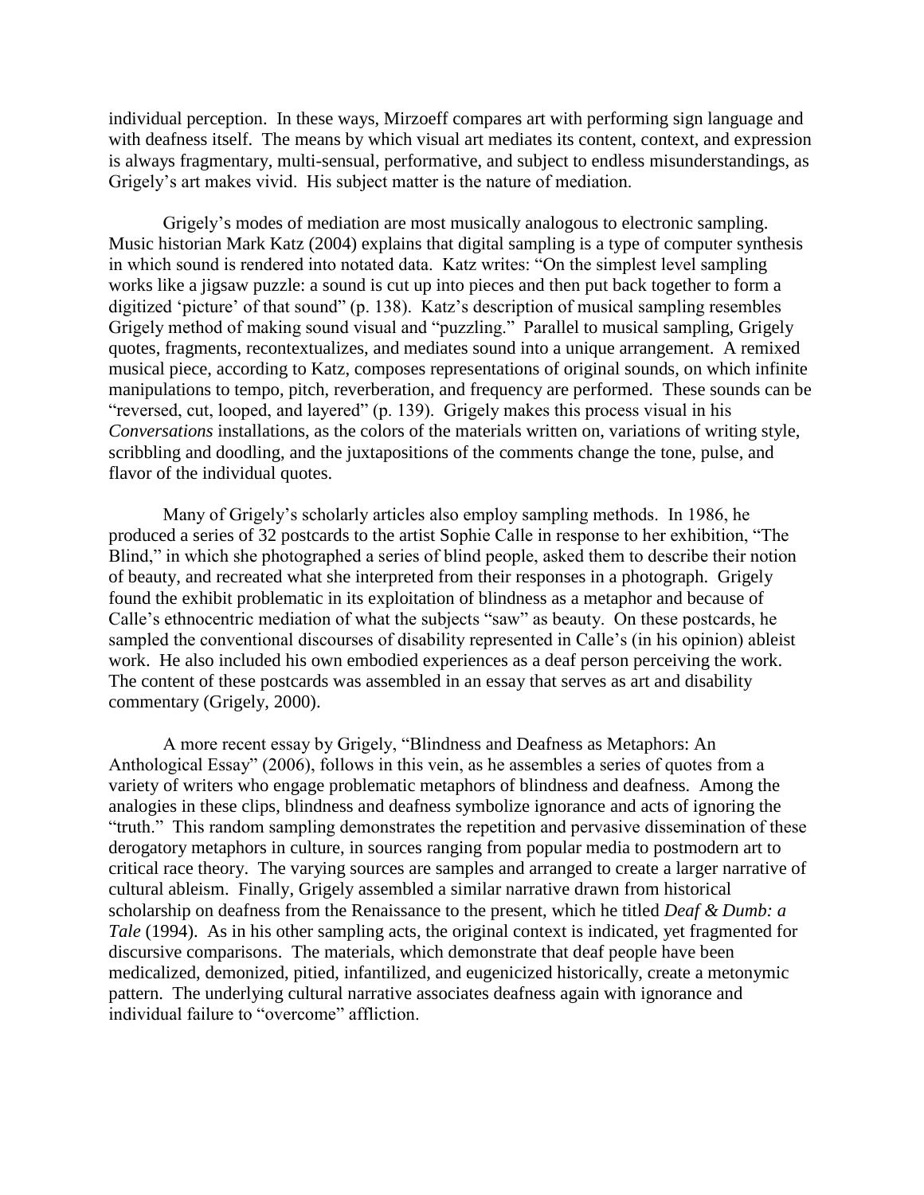individual perception. In these ways, Mirzoeff compares art with performing sign language and with deafness itself. The means by which visual art mediates its content, context, and expression is always fragmentary, multi-sensual, performative, and subject to endless misunderstandings, as Grigely's art makes vivid. His subject matter is the nature of mediation.

Grigely's modes of mediation are most musically analogous to electronic sampling. Music historian Mark Katz (2004) explains that digital sampling is a type of computer synthesis in which sound is rendered into notated data. Katz writes: "On the simplest level sampling works like a jigsaw puzzle: a sound is cut up into pieces and then put back together to form a digitized 'picture' of that sound" (p. 138). Katz's description of musical sampling resembles Grigely method of making sound visual and "puzzling." Parallel to musical sampling, Grigely quotes, fragments, recontextualizes, and mediates sound into a unique arrangement. A remixed musical piece, according to Katz, composes representations of original sounds, on which infinite manipulations to tempo, pitch, reverberation, and frequency are performed. These sounds can be "reversed, cut, looped, and layered" (p. 139). Grigely makes this process visual in his *Conversations* installations, as the colors of the materials written on, variations of writing style, scribbling and doodling, and the juxtapositions of the comments change the tone, pulse, and flavor of the individual quotes.

Many of Grigely's scholarly articles also employ sampling methods. In 1986, he produced a series of 32 postcards to the artist Sophie Calle in response to her exhibition, "The Blind," in which she photographed a series of blind people, asked them to describe their notion of beauty, and recreated what she interpreted from their responses in a photograph. Grigely found the exhibit problematic in its exploitation of blindness as a metaphor and because of Calle's ethnocentric mediation of what the subjects "saw" as beauty. On these postcards, he sampled the conventional discourses of disability represented in Calle's (in his opinion) ableist work. He also included his own embodied experiences as a deaf person perceiving the work. The content of these postcards was assembled in an essay that serves as art and disability commentary (Grigely, 2000).

A more recent essay by Grigely, "Blindness and Deafness as Metaphors: An Anthological Essay" (2006), follows in this vein, as he assembles a series of quotes from a variety of writers who engage problematic metaphors of blindness and deafness. Among the analogies in these clips, blindness and deafness symbolize ignorance and acts of ignoring the "truth." This random sampling demonstrates the repetition and pervasive dissemination of these derogatory metaphors in culture, in sources ranging from popular media to postmodern art to critical race theory. The varying sources are samples and arranged to create a larger narrative of cultural ableism. Finally, Grigely assembled a similar narrative drawn from historical scholarship on deafness from the Renaissance to the present, which he titled *Deaf & Dumb: a Tale* (1994). As in his other sampling acts, the original context is indicated, yet fragmented for discursive comparisons. The materials, which demonstrate that deaf people have been medicalized, demonized, pitied, infantilized, and eugenicized historically, create a metonymic pattern. The underlying cultural narrative associates deafness again with ignorance and individual failure to "overcome" affliction.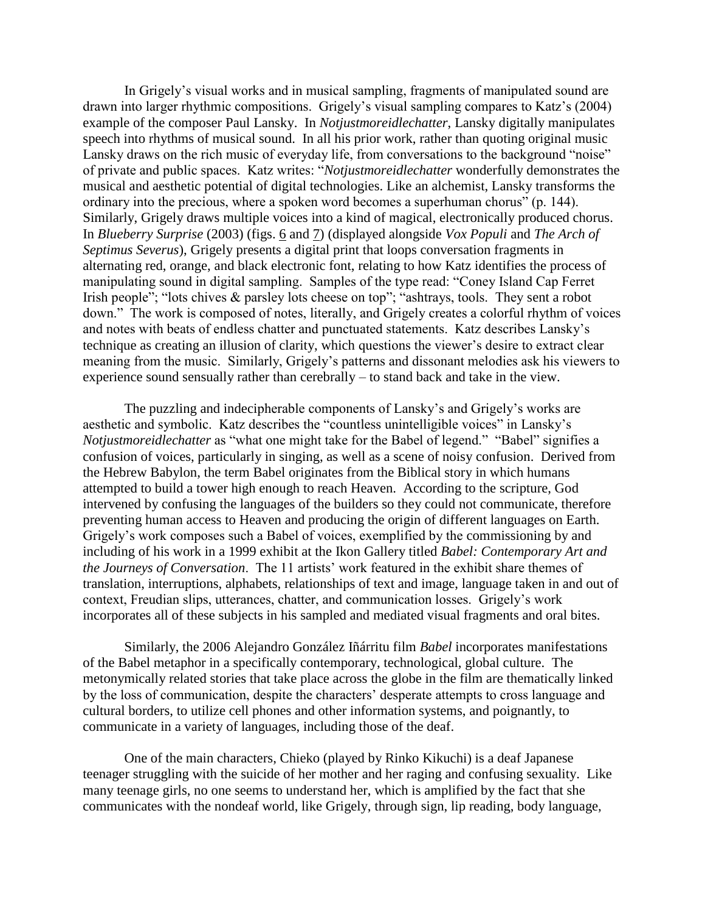In Grigely's visual works and in musical sampling, fragments of manipulated sound are drawn into larger rhythmic compositions. Grigely's visual sampling compares to Katz's (2004) example of the composer Paul Lansky. In *Notjustmoreidlechatter*, Lansky digitally manipulates speech into rhythms of musical sound. In all his prior work, rather than quoting original music Lansky draws on the rich music of everyday life, from conversations to the background "noise" of private and public spaces. Katz writes: "*Notjustmoreidlechatter* wonderfully demonstrates the musical and aesthetic potential of digital technologies. Like an alchemist, Lansky transforms the ordinary into the precious, where a spoken word becomes a superhuman chorus" (p. 144). Similarly, Grigely draws multiple voices into a kind of magical, electronically produced chorus. In *Blueberry Surprise* (2003) (figs. 6 and 7) (displayed alongside *Vox Populi* and *The Arch of Septimus Severus*), Grigely presents a digital print that loops conversation fragments in alternating red, orange, and black electronic font, relating to how Katz identifies the process of manipulating sound in digital sampling. Samples of the type read: "Coney Island Cap Ferret Irish people"; "lots chives & parsley lots cheese on top"; "ashtrays, tools. They sent a robot down." The work is composed of notes, literally, and Grigely creates a colorful rhythm of voices and notes with beats of endless chatter and punctuated statements. Katz describes Lansky's technique as creating an illusion of clarity, which questions the viewer's desire to extract clear meaning from the music. Similarly, Grigely's patterns and dissonant melodies ask his viewers to experience sound sensually rather than cerebrally – to stand back and take in the view.

The puzzling and indecipherable components of Lansky's and Grigely's works are aesthetic and symbolic. Katz describes the "countless unintelligible voices" in Lansky's *Notjustmoreidlechatter* as "what one might take for the Babel of legend." "Babel" signifies a confusion of voices, particularly in singing, as well as a scene of noisy confusion. Derived from the Hebrew Babylon, the term Babel originates from the Biblical story in which humans attempted to build a tower high enough to reach Heaven. According to the scripture, God intervened by confusing the languages of the builders so they could not communicate, therefore preventing human access to Heaven and producing the origin of different languages on Earth. Grigely's work composes such a Babel of voices, exemplified by the commissioning by and including of his work in a 1999 exhibit at the Ikon Gallery titled *Babel: Contemporary Art and the Journeys of Conversation*. The 11 artists' work featured in the exhibit share themes of translation, interruptions, alphabets, relationships of text and image, language taken in and out of context, Freudian slips, utterances, chatter, and communication losses. Grigely's work incorporates all of these subjects in his sampled and mediated visual fragments and oral bites.

Similarly, the 2006 Alejandro González Iñárritu film *Babel* incorporates manifestations of the Babel metaphor in a specifically contemporary, technological, global culture. The metonymically related stories that take place across the globe in the film are thematically linked by the loss of communication, despite the characters' desperate attempts to cross language and cultural borders, to utilize cell phones and other information systems, and poignantly, to communicate in a variety of languages, including those of the deaf.

One of the main characters, Chieko (played by Rinko Kikuchi) is a deaf Japanese teenager struggling with the suicide of her mother and her raging and confusing sexuality. Like many teenage girls, no one seems to understand her, which is amplified by the fact that she communicates with the nondeaf world, like Grigely, through sign, lip reading, body language,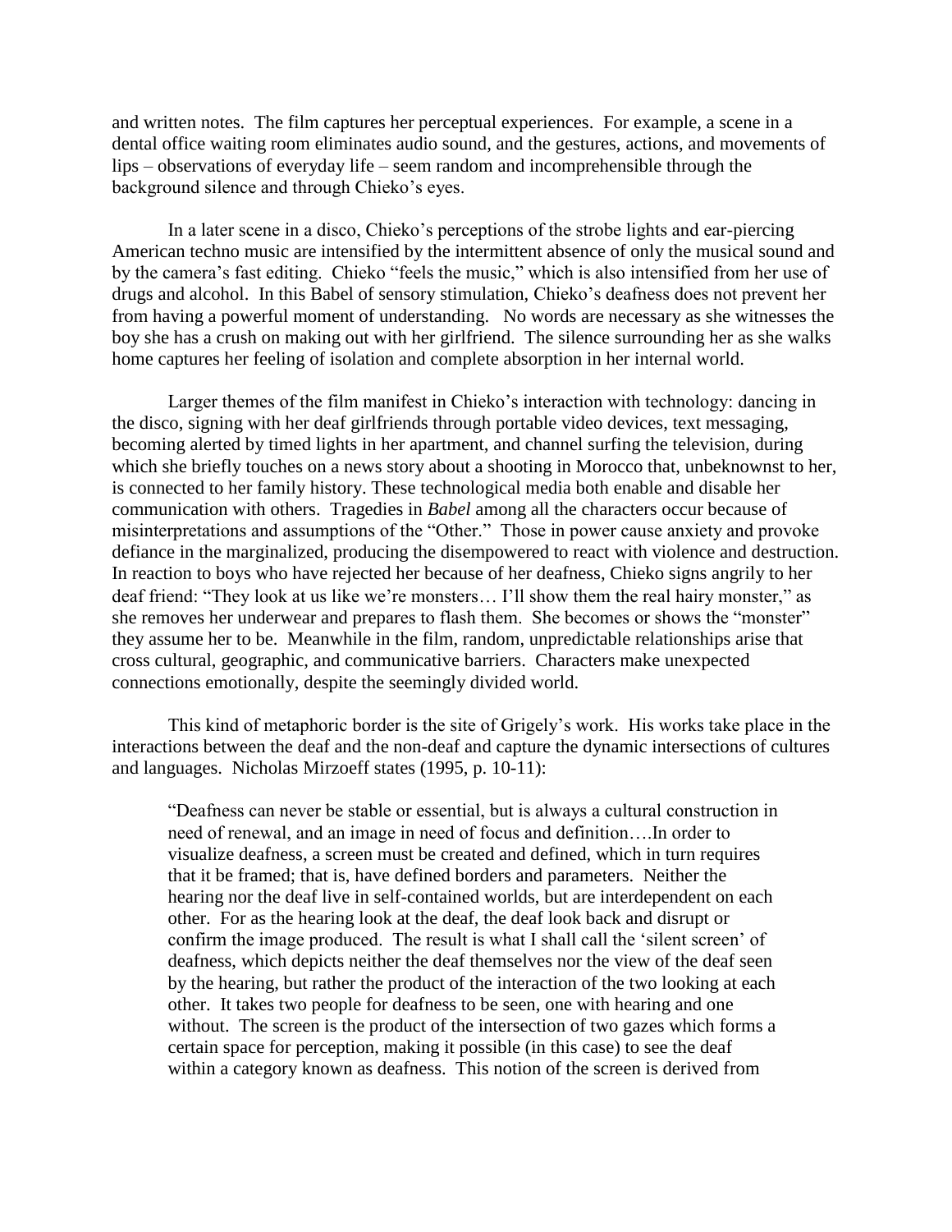and written notes. The film captures her perceptual experiences. For example, a scene in a dental office waiting room eliminates audio sound, and the gestures, actions, and movements of lips – observations of everyday life – seem random and incomprehensible through the background silence and through Chieko's eyes.

In a later scene in a disco, Chieko's perceptions of the strobe lights and ear-piercing American techno music are intensified by the intermittent absence of only the musical sound and by the camera's fast editing. Chieko "feels the music," which is also intensified from her use of drugs and alcohol. In this Babel of sensory stimulation, Chieko's deafness does not prevent her from having a powerful moment of understanding. No words are necessary as she witnesses the boy she has a crush on making out with her girlfriend. The silence surrounding her as she walks home captures her feeling of isolation and complete absorption in her internal world.

Larger themes of the film manifest in Chieko's interaction with technology: dancing in the disco, signing with her deaf girlfriends through portable video devices, text messaging, becoming alerted by timed lights in her apartment, and channel surfing the television, during which she briefly touches on a news story about a shooting in Morocco that, unbeknownst to her, is connected to her family history. These technological media both enable and disable her communication with others. Tragedies in *Babel* among all the characters occur because of misinterpretations and assumptions of the "Other." Those in power cause anxiety and provoke defiance in the marginalized, producing the disempowered to react with violence and destruction. In reaction to boys who have rejected her because of her deafness, Chieko signs angrily to her deaf friend: "They look at us like we're monsters… I'll show them the real hairy monster," as she removes her underwear and prepares to flash them. She becomes or shows the "monster" they assume her to be. Meanwhile in the film, random, unpredictable relationships arise that cross cultural, geographic, and communicative barriers. Characters make unexpected connections emotionally, despite the seemingly divided world.

This kind of metaphoric border is the site of Grigely's work. His works take place in the interactions between the deaf and the non-deaf and capture the dynamic intersections of cultures and languages. Nicholas Mirzoeff states (1995, p. 10-11):

> "Deafness can never be stable or essential, but is always a cultural construction in need of renewal, and an image in need of focus and definition….In order to visualize deafness, a screen must be created and defined, which in turn requires that it be framed; that is, have defined borders and parameters. Neither the hearing nor the deaf live in self-contained worlds, but are interdependent on each other. For as the hearing look at the deaf, the deaf look back and disrupt or confirm the image produced. The result is what I shall call the 'silent screen' of deafness, which depicts neither the deaf themselves nor the view of the deaf seen by the hearing, but rather the product of the interaction of the two looking at each other. It takes two people for deafness to be seen, one with hearing and one without. The screen is the product of the intersection of two gazes which forms a certain space for perception, making it possible (in this case) to see the deaf within a category known as deafness. This notion of the screen is derived from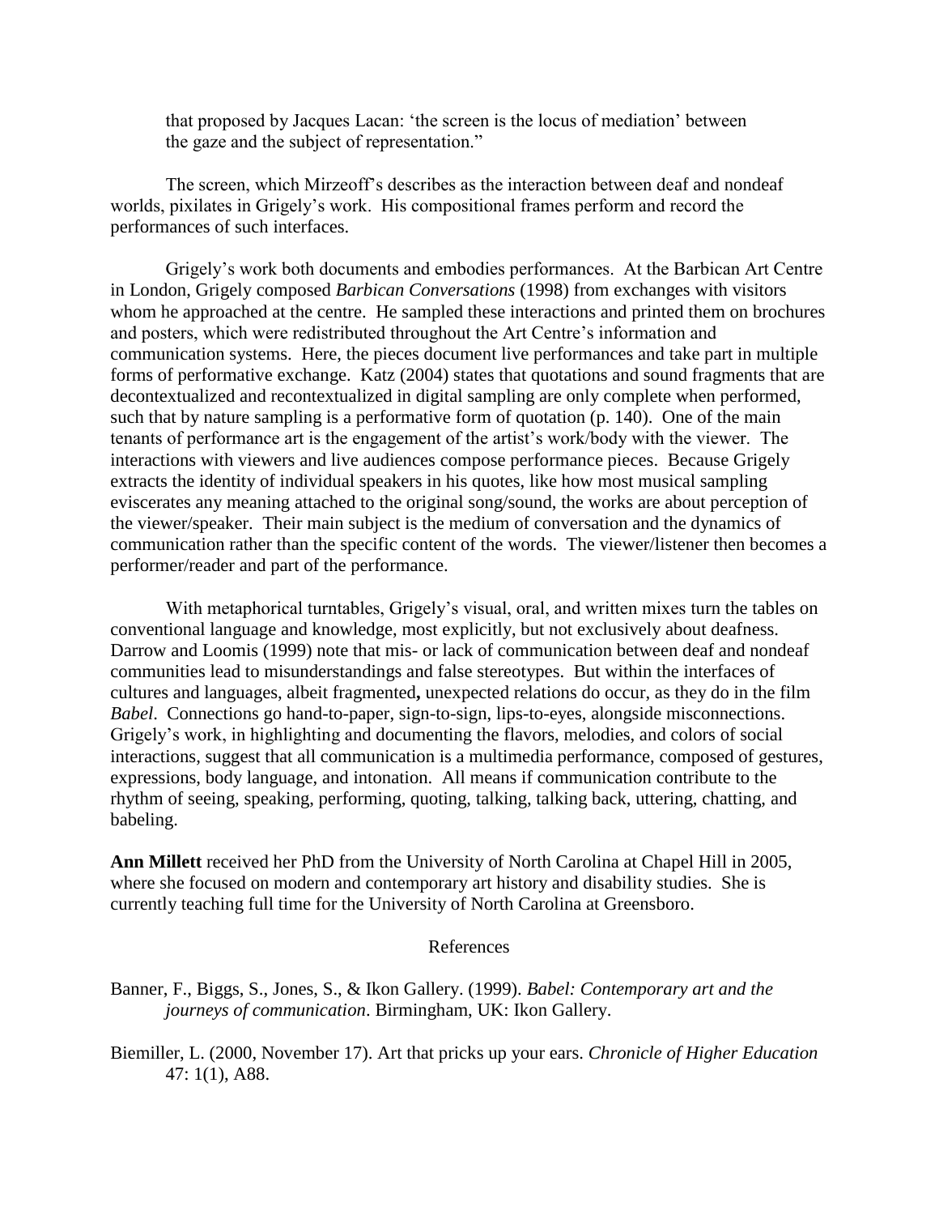that proposed by Jacques Lacan: 'the screen is the locus of mediation' between the gaze and the subject of representation."

The screen, which Mirzeoff's describes as the interaction between deaf and nondeaf worlds, pixilates in Grigely's work. His compositional frames perform and record the performances of such interfaces.

Grigely's work both documents and embodies performances. At the Barbican Art Centre in London, Grigely composed *Barbican Conversations* (1998) from exchanges with visitors whom he approached at the centre. He sampled these interactions and printed them on brochures and posters, which were redistributed throughout the Art Centre's information and communication systems. Here, the pieces document live performances and take part in multiple forms of performative exchange. Katz (2004) states that quotations and sound fragments that are decontextualized and recontextualized in digital sampling are only complete when performed, such that by nature sampling is a performative form of quotation (p. 140). One of the main tenants of performance art is the engagement of the artist's work/body with the viewer. The interactions with viewers and live audiences compose performance pieces. Because Grigely extracts the identity of individual speakers in his quotes, like how most musical sampling eviscerates any meaning attached to the original song/sound, the works are about perception of the viewer/speaker. Their main subject is the medium of conversation and the dynamics of communication rather than the specific content of the words. The viewer/listener then becomes a performer/reader and part of the performance.

With metaphorical turntables, Grigely's visual, oral, and written mixes turn the tables on conventional language and knowledge, most explicitly, but not exclusively about deafness. Darrow and Loomis (1999) note that mis- or lack of communication between deaf and nondeaf communities lead to misunderstandings and false stereotypes. But within the interfaces of cultures and languages, albeit fragmented**,** unexpected relations do occur, as they do in the film *Babel*. Connections go hand-to-paper, sign-to-sign, lips-to-eyes, alongside misconnections. Grigely's work, in highlighting and documenting the flavors, melodies, and colors of social interactions, suggest that all communication is a multimedia performance, composed of gestures, expressions, body language, and intonation. All means if communication contribute to the rhythm of seeing, speaking, performing, quoting, talking, talking back, uttering, chatting, and babeling.

**Ann Millett** received her PhD from the University of North Carolina at Chapel Hill in 2005, where she focused on modern and contemporary art history and disability studies. She is currently teaching full time for the University of North Carolina at Greensboro.

## References

Banner, F., Biggs, S., Jones, S., & Ikon Gallery. (1999). *Babel: Contemporary art and the journeys of communication*. Birmingham, UK: Ikon Gallery.

Biemiller, L. (2000, November 17). Art that pricks up your ears. *Chronicle of Higher Education* 47: 1(1), A88.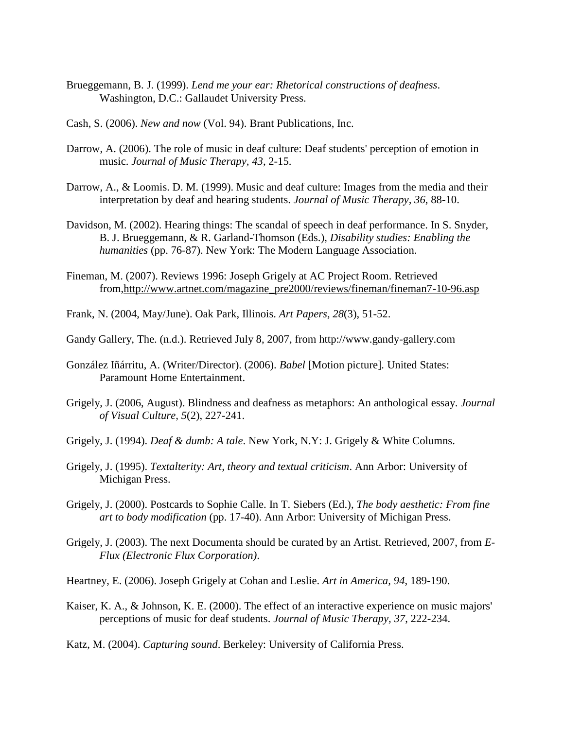Brueggemann, B. J. (1999). *Lend me your ear: Rhetorical constructions of deafness*. Washington, D.C.: Gallaudet University Press.

Cash, S. (2006). *New and now* (Vol. 94). Brant Publications, Inc.

Darrow, A. (2006). The role of music in deaf culture: Deaf students' perception of emotion in music. *Journal of Music Therapy, 43*, 2-15.

Darrow, A., & Loomis. D. M. (1999). Music and deaf culture: Images from the media and their interpretation by deaf and hearing students. *Journal of Music Therapy, 36*, 88-10.

Davidson, M. (2002). Hearing things: The scandal of speech in deaf performance. In S. Snyder, B. J. Brueggemann, & R. Garland-Thomson (Eds.), *Disability studies: Enabling the humanities* (pp. 76-87). New York: The Modern Language Association.

Fineman, M. (2007). Reviews 1996: Joseph Grigely at AC Project Room. Retrieved from,http://www.artnet.com/magazine_pre2000/reviews/fineman/fineman7-10-96.asp

Frank, N. (2004, May/June). Oak Park, Illinois. *Art Papers, 28*(3), 51-52.

Gandy Gallery, The. (n.d.). Retrieved July 8, 2007, from http://www.gandy-gallery.com

González Iñárritu, A. (Writer/Director). (2006). *Babel* [Motion picture]. United States: Paramount Home Entertainment.

Grigely, J. (2006, August). Blindness and deafness as metaphors: An anthological essay. *Journal of Visual Culture, 5*(2), 227-241.

Grigely, J. (1994). *Deaf & dumb: A tale*. New York, N.Y: J. Grigely & White Columns.

Grigely, J. (1995). *Textalterity: Art, theory and textual criticism*. Ann Arbor: University of Michigan Press.

Grigely, J. (2000). Postcards to Sophie Calle. In T. Siebers (Ed.), *The body aesthetic: From fine art to body modification* (pp. 17-40). Ann Arbor: University of Michigan Press.

Grigely, J. (2003). The next Documenta should be curated by an Artist. Retrieved, 2007, from *E-Flux (Electronic Flux Corporation)*.

Heartney, E. (2006). Joseph Grigely at Cohan and Leslie. *Art in America, 94*, 189-190.

Kaiser, K. A., & Johnson, K. E. (2000). The effect of an interactive experience on music majors' perceptions of music for deaf students. *Journal of Music Therapy, 37*, 222-234.

Katz, M. (2004). *Capturing sound*. Berkeley: University of California Press.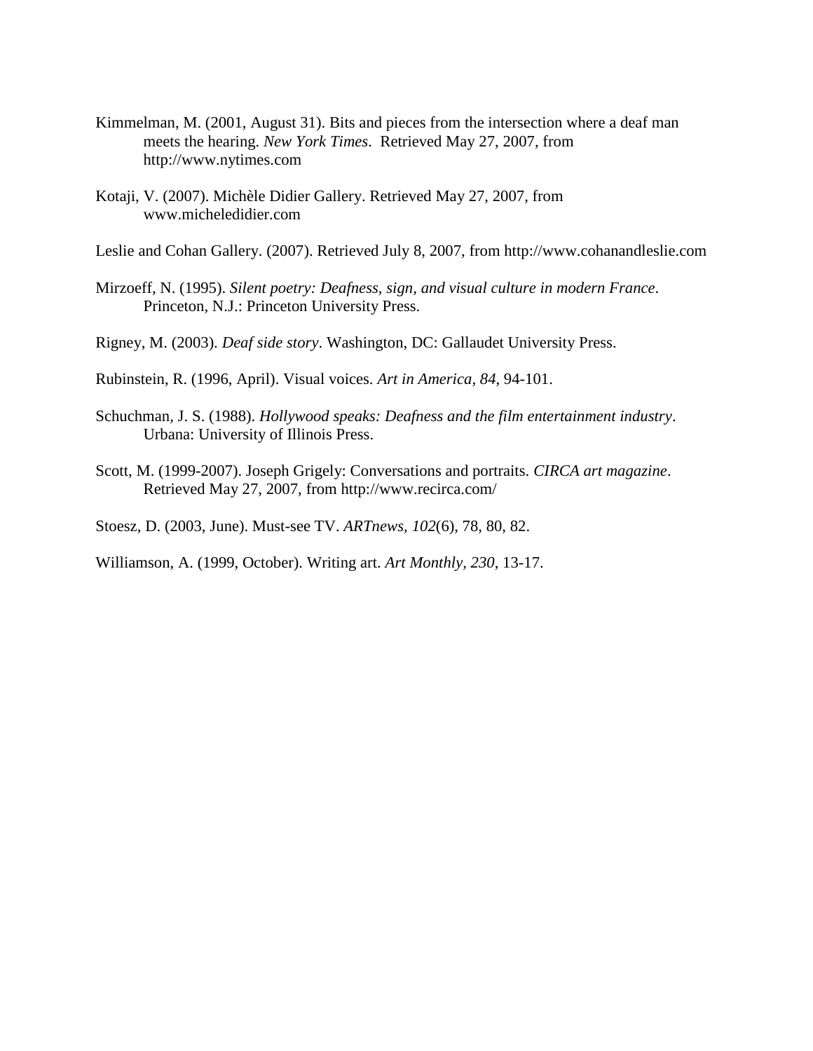Kimmelman, M. (2001, August 31). Bits and pieces from the intersection where a deaf man meets the hearing. *New York Times*. Retrieved May 27, 2007, from http://www.nytimes.com

Kotaji, V. (2007). Michèle Didier Gallery. Retrieved May 27, 2007, from www.micheledidier.com

Leslie and Cohan Gallery. (2007). Retrieved July 8, 2007, from http://www.cohanandleslie.com

Mirzoeff, N. (1995). *Silent poetry: Deafness, sign, and visual culture in modern France*. Princeton, N.J.: Princeton University Press.

Rigney, M. (2003). *Deaf side story*. Washington, DC: Gallaudet University Press.

Rubinstein, R. (1996, April). Visual voices. *Art in America, 84*, 94-101.

Schuchman, J. S. (1988). *Hollywood speaks: Deafness and the film entertainment industry*. Urbana: University of Illinois Press.

Scott, M. (1999-2007). Joseph Grigely: Conversations and portraits. *CIRCA art magazine*. Retrieved May 27, 2007, from http://www.recirca.com/

Stoesz, D. (2003, June). Must-see TV. *ARTnews, 102*(6), 78, 80, 82.

Williamson, A. (1999, October). Writing art. *Art Monthly, 230*, 13-17.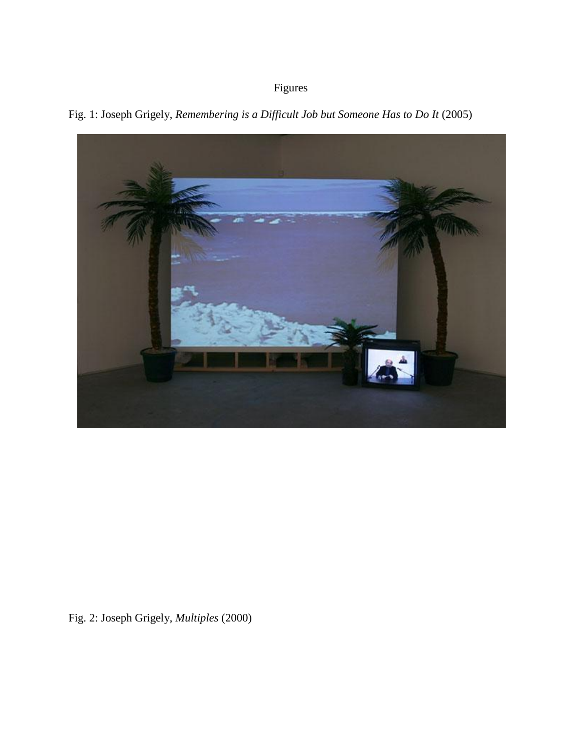Figures

Fig. 1: Joseph Grigely, *Remembering is a Difficult Job but Someone Has to Do It* (2005)

Fig. 2: Joseph Grigely, *Multiples* (2000)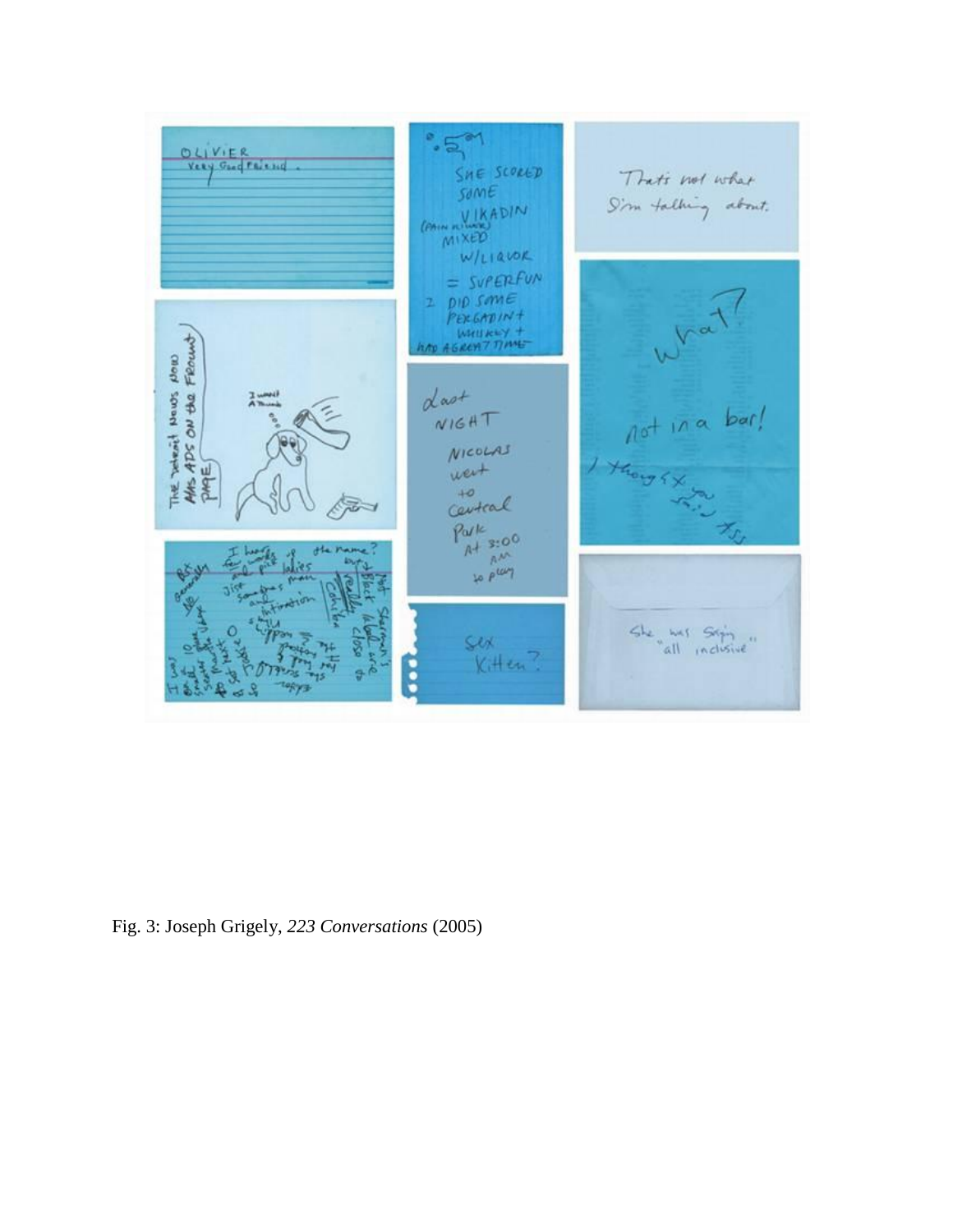Fig. 3: Joseph Grigely, *223 Conversations* (2005)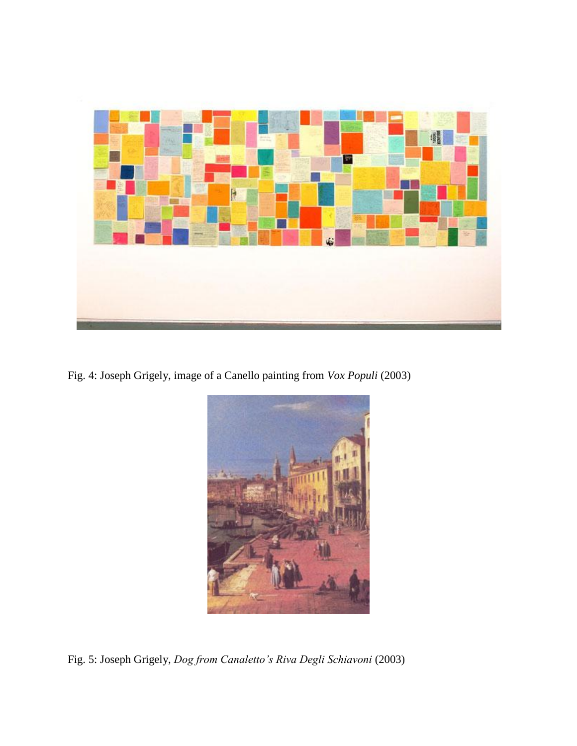Fig. 4: Joseph Grigely, image of a Canello painting from *Vox Populi* (2003)

Fig. 5: Joseph Grigely, *Dog from Canaletto's Riva Degli Schiavoni* (2003)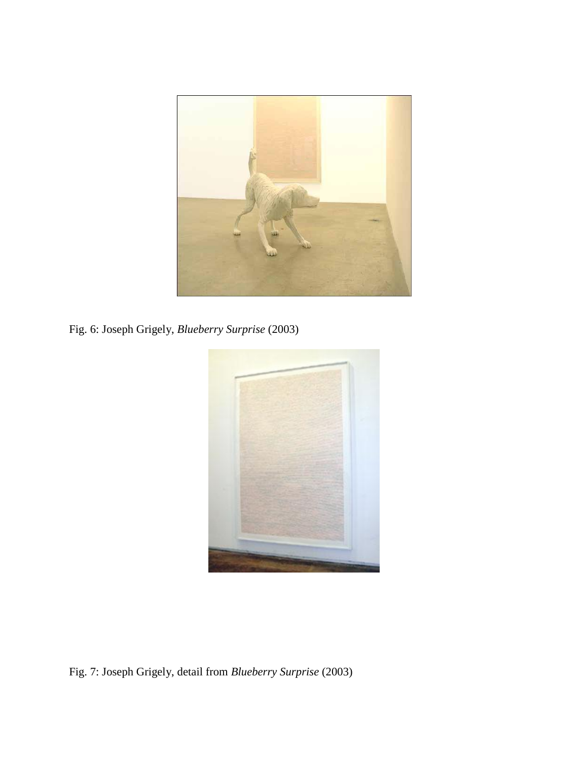Fig. 6: Joseph Grigely, *Blueberry Surprise* (2003)

Fig. 7: Joseph Grigely, detail from *Blueberry Surprise* (2003)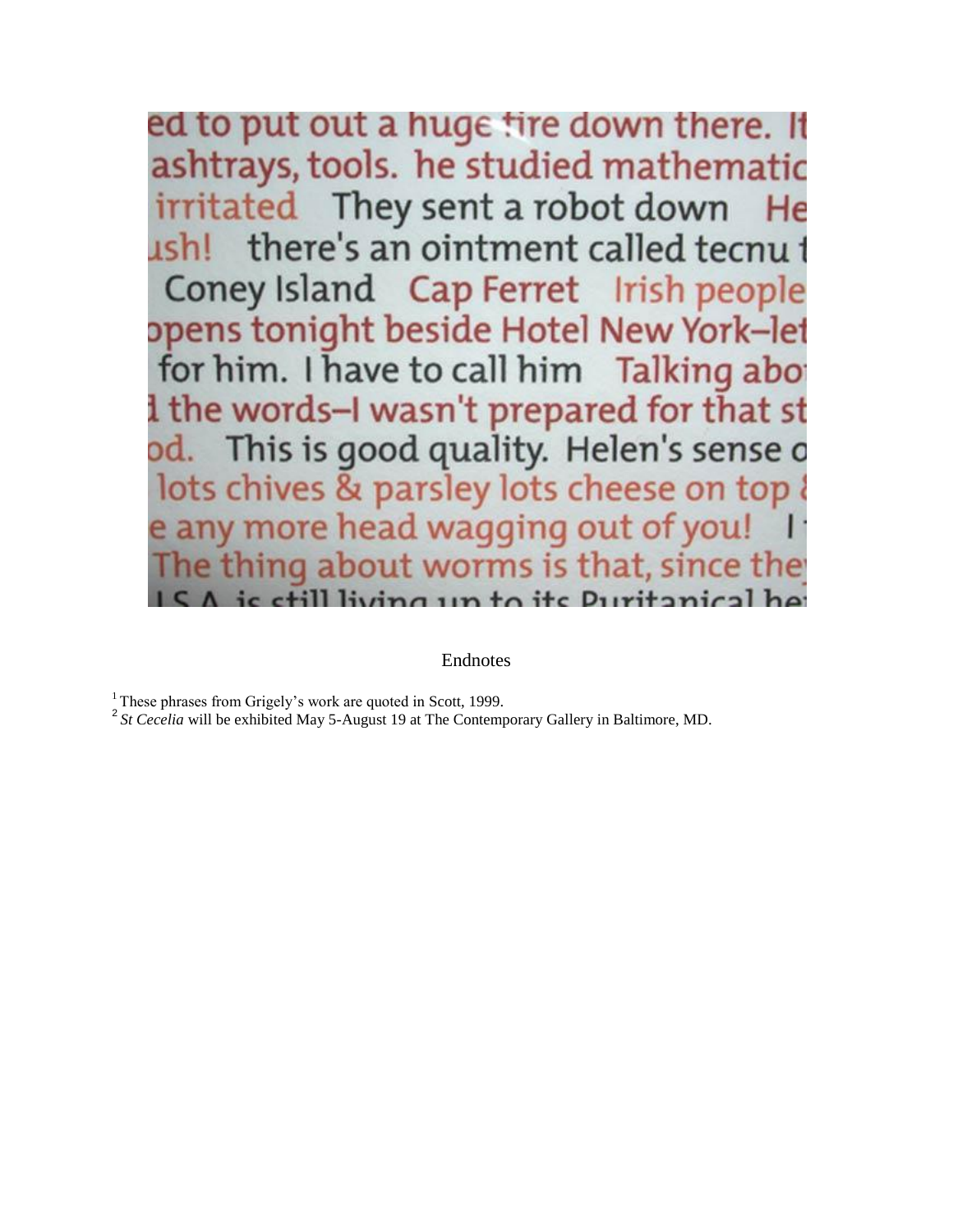## Endnotes

[1] These phrases from Grigely's work are quoted in Scott, 1999.

[2] *St Cecelia* will be exhibited May 5-August 19 at The Contemporary Gallery in Baltimore, MD.